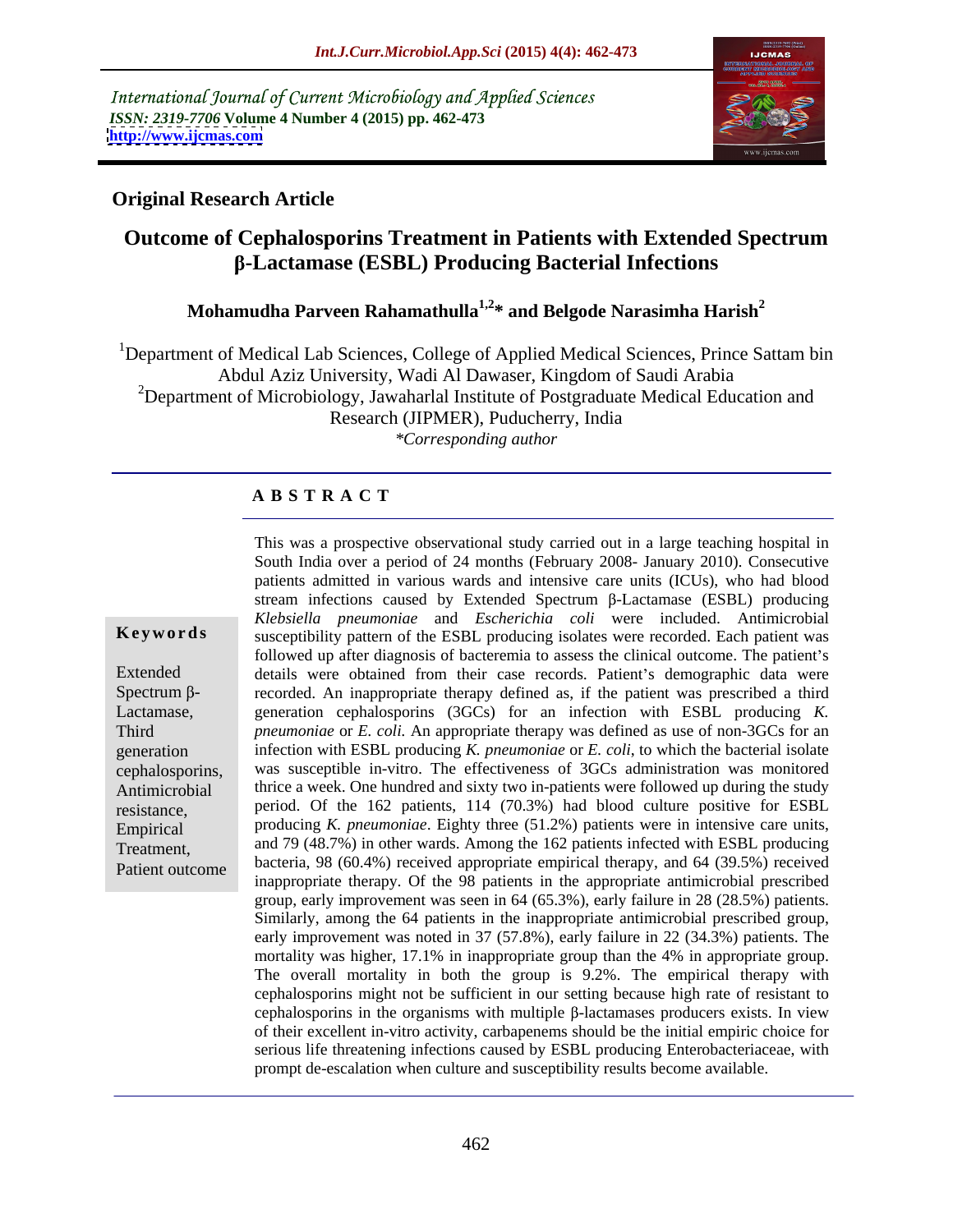International Journal of Current Microbiology and Applied Sciences
*ISSN: 2319-7706* **Volume 4 Number 4 (2015) pp. 462-473**
**http://www.ijcmas.com**

## Original Research Article

# Outcome of Cephalosporins Treatment in Patients with Extended Spectrum β-Lactamase (ESBL) Producing Bacterial Infections

**Mohamudha Parveen Rahamathulla[1,2]* and Belgode Narasimha Harish[2]**

[1]Department of Medical Lab Sciences, College of Applied Medical Sciences, Prince Sattam bin Abdul Aziz University, Wadi Al Dawaser, Kingdom of Saudi Arabia
[2]Department of Microbiology, Jawaharlal Institute of Postgraduate Medical Education and Research (JIPMER), Puducherry, India
*\*Corresponding author*

## A B S T R A C T

**Keywords**

Extended Spectrum β-Lactamase, Third generation cephalosporins, Antimicrobial resistance, Empirical Treatment, Patient outcome

This was a prospective observational study carried out in a large teaching hospital in South India over a period of 24 months (February 2008- January 2010). Consecutive patients admitted in various wards and intensive care units (ICUs), who had blood stream infections caused by Extended Spectrum β-Lactamase (ESBL) producing *Klebsiella pneumoniae* and *Escherichia coli* were included. Antimicrobial susceptibility pattern of the ESBL producing isolates were recorded. Each patient was followed up after diagnosis of bacteremia to assess the clinical outcome. The patient's details were obtained from their case records. Patient's demographic data were recorded. An inappropriate therapy defined as, if the patient was prescribed a third generation cephalosporins (3GCs) for an infection with ESBL producing *K. pneumoniae* or *E. coli.* An appropriate therapy was defined as use of non-3GCs for an infection with ESBL producing *K. pneumoniae* or *E. coli*, to which the bacterial isolate was susceptible in-vitro. The effectiveness of 3GCs administration was monitored thrice a week. One hundred and sixty two in-patients were followed up during the study period. Of the 162 patients, 114 (70.3%) had blood culture positive for ESBL producing *K. pneumoniae*. Eighty three (51.2%) patients were in intensive care units, and 79 (48.7%) in other wards. Among the 162 patients infected with ESBL producing bacteria, 98 (60.4%) received appropriate empirical therapy, and 64 (39.5%) received inappropriate therapy. Of the 98 patients in the appropriate antimicrobial prescribed group, early improvement was seen in 64 (65.3%), early failure in 28 (28.5%) patients. Similarly, among the 64 patients in the inappropriate antimicrobial prescribed group, early improvement was noted in 37 (57.8%), early failure in 22 (34.3%) patients. The mortality was higher, 17.1% in inappropriate group than the 4% in appropriate group. The overall mortality in both the group is 9.2%. The empirical therapy with cephalosporins might not be sufficient in our setting because high rate of resistant to cephalosporins in the organisms with multiple β-lactamases producers exists. In view of their excellent in-vitro activity, carbapenems should be the initial empiric choice for serious life threatening infections caused by ESBL producing Enterobacteriaceae, with prompt de-escalation when culture and susceptibility results become available.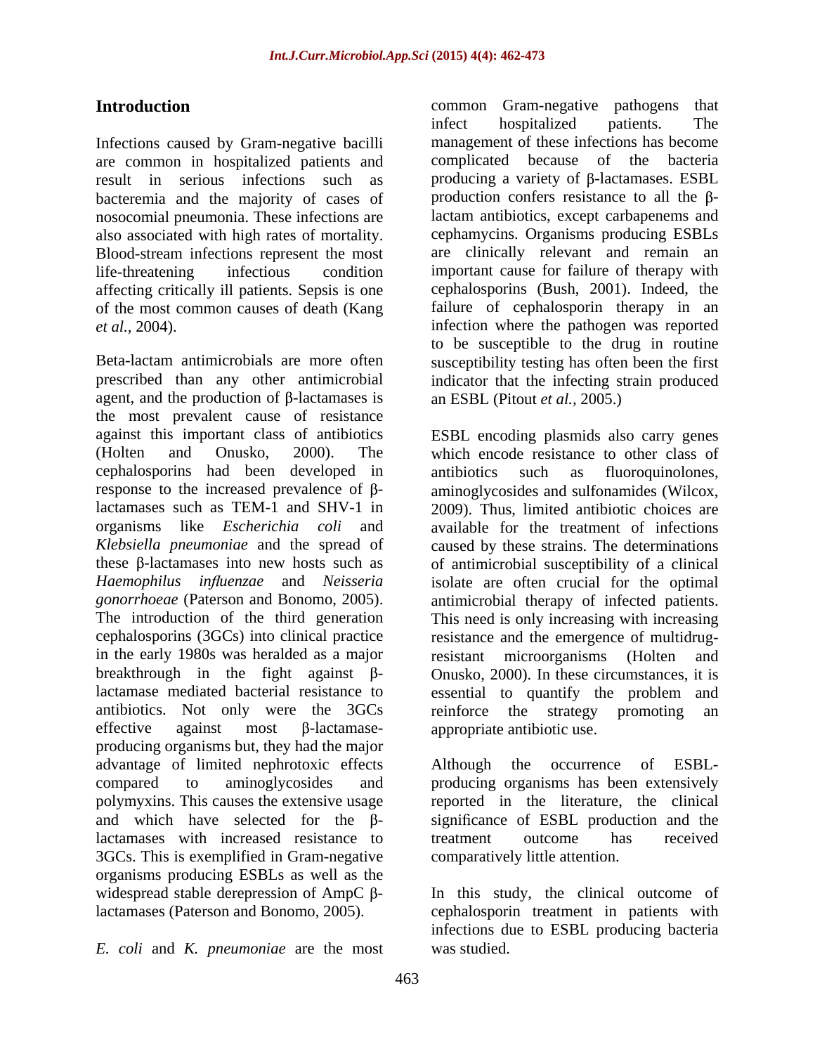## Introduction

Infections caused by Gram-negative bacilli are common in hospitalized patients and result in serious infections such as bacteremia and the majority of cases of nosocomial pneumonia. These infections are also associated with high rates of mortality. Blood-stream infections represent the most life-threatening infectious condition affecting critically ill patients. Sepsis is one of the most common causes of death (Kang *et al.,* 2004).

Beta-lactam antimicrobials are more often prescribed than any other antimicrobial agent, and the production of β-lactamases is the most prevalent cause of resistance against this important class of antibiotics (Holten and Onusko, 2000). The cephalosporins had been developed in response to the increased prevalence of β-lactamases such as TEM-1 and SHV-1 in organisms like *Escherichia coli* and *Klebsiella pneumoniae* and the spread of these β-lactamases into new hosts such as *Haemophilus influenzae* and *Neisseria gonorrhoeae* (Paterson and Bonomo, 2005). The introduction of the third generation cephalosporins (3GCs) into clinical practice in the early 1980s was heralded as a major breakthrough in the fight against β-lactamase mediated bacterial resistance to antibiotics. Not only were the 3GCs effective against most β-lactamase-producing organisms but, they had the major advantage of limited nephrotoxic effects compared to aminoglycosides and polymyxins. This causes the extensive usage and which have selected for the β-lactamases with increased resistance to 3GCs. This is exemplified in Gram-negative organisms producing ESBLs as well as the widespread stable derepression of AmpC β-lactamases (Paterson and Bonomo, 2005).

*E. coli* and *K. pneumoniae* are the most common Gram-negative pathogens that infect hospitalized patients. The management of these infections has become complicated because of the bacteria producing a variety of β-lactamases. ESBL production confers resistance to all the β-lactam antibiotics, except carbapenems and cephamycins. Organisms producing ESBLs are clinically relevant and remain an important cause for failure of therapy with cephalosporins (Bush, 2001). Indeed, the failure of cephalosporin therapy in an infection where the pathogen was reported to be susceptible to the drug in routine susceptibility testing has often been the first indicator that the infecting strain produced an ESBL (Pitout *et al.,* 2005.)

ESBL encoding plasmids also carry genes which encode resistance to other class of antibiotics such as fluoroquinolones, aminoglycosides and sulfonamides (Wilcox, 2009). Thus, limited antibiotic choices are available for the treatment of infections caused by these strains. The determinations of antimicrobial susceptibility of a clinical isolate are often crucial for the optimal antimicrobial therapy of infected patients. This need is only increasing with increasing resistance and the emergence of multidrug-resistant microorganisms (Holten and Onusko, 2000). In these circumstances, it is essential to quantify the problem and reinforce the strategy promoting an appropriate antibiotic use.

Although the occurrence of ESBL-producing organisms has been extensively reported in the literature, the clinical significance of ESBL production and the treatment outcome has received comparatively little attention.

In this study, the clinical outcome of cephalosporin treatment in patients with infections due to ESBL producing bacteria was studied.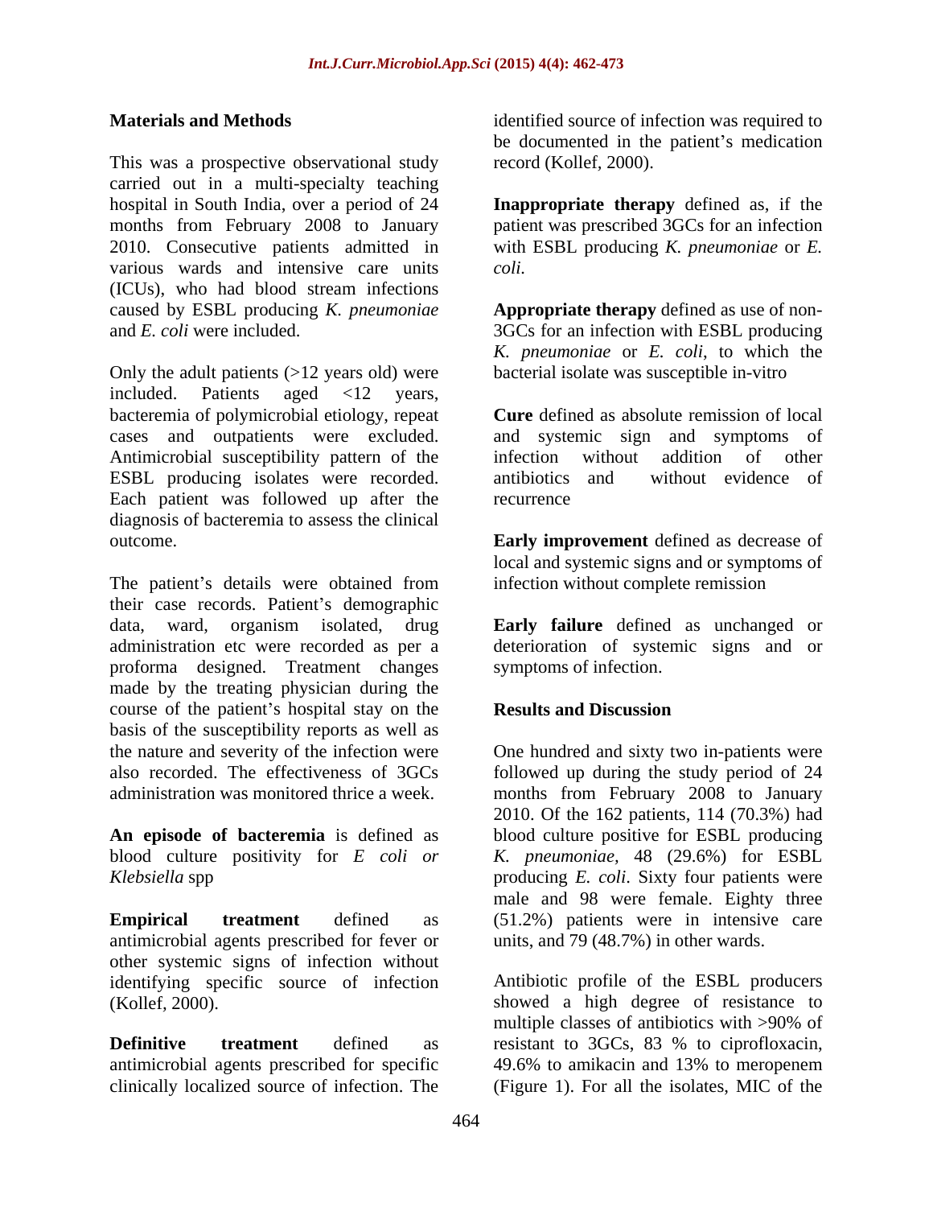## Materials and Methods

This was a prospective observational study carried out in a multi-specialty teaching hospital in South India, over a period of 24 months from February 2008 to January 2010. Consecutive patients admitted in various wards and intensive care units (ICUs), who had blood stream infections caused by ESBL producing *K. pneumoniae* and *E. coli* were included.

Only the adult patients (>12 years old) were included. Patients aged <12 years, bacteremia of polymicrobial etiology, repeat cases and outpatients were excluded. Antimicrobial susceptibility pattern of the ESBL producing isolates were recorded. Each patient was followed up after the diagnosis of bacteremia to assess the clinical outcome.

The patient's details were obtained from their case records. Patient's demographic data, ward, organism isolated, drug administration etc were recorded as per a proforma designed. Treatment changes made by the treating physician during the course of the patient's hospital stay on the basis of the susceptibility reports as well as the nature and severity of the infection were also recorded. The effectiveness of 3GCs administration was monitored thrice a week.

**An episode of bacteremia** is defined as blood culture positivity for *E coli or Klebsiella* spp

**Empirical treatment** defined as antimicrobial agents prescribed for fever or other systemic signs of infection without identifying specific source of infection (Kollef, 2000).

**Definitive treatment** defined as antimicrobial agents prescribed for specific clinically localized source of infection. The identified source of infection was required to be documented in the patient's medication record (Kollef, 2000).

**Inappropriate therapy** defined as, if the patient was prescribed 3GCs for an infection with ESBL producing *K. pneumoniae* or *E. coli.*

**Appropriate therapy** defined as use of non-3GCs for an infection with ESBL producing *K. pneumoniae* or *E. coli*, to which the bacterial isolate was susceptible in-vitro

**Cure** defined as absolute remission of local and systemic sign and symptoms of infection without addition of other antibiotics and without evidence of recurrence

**Early improvement** defined as decrease of local and systemic signs and or symptoms of infection without complete remission

**Early failure** defined as unchanged or deterioration of systemic signs and or symptoms of infection.

## Results and Discussion

One hundred and sixty two in-patients were followed up during the study period of 24 months from February 2008 to January 2010. Of the 162 patients, 114 (70.3%) had blood culture positive for ESBL producing *K. pneumoniae*, 48 (29.6%) for ESBL producing *E. coli*. Sixty four patients were male and 98 were female. Eighty three (51.2%) patients were in intensive care units, and 79 (48.7%) in other wards.

Antibiotic profile of the ESBL producers showed a high degree of resistance to multiple classes of antibiotics with >90% of resistant to 3GCs, 83 % to ciprofloxacin, 49.6% to amikacin and 13% to meropenem (Figure 1). For all the isolates, MIC of the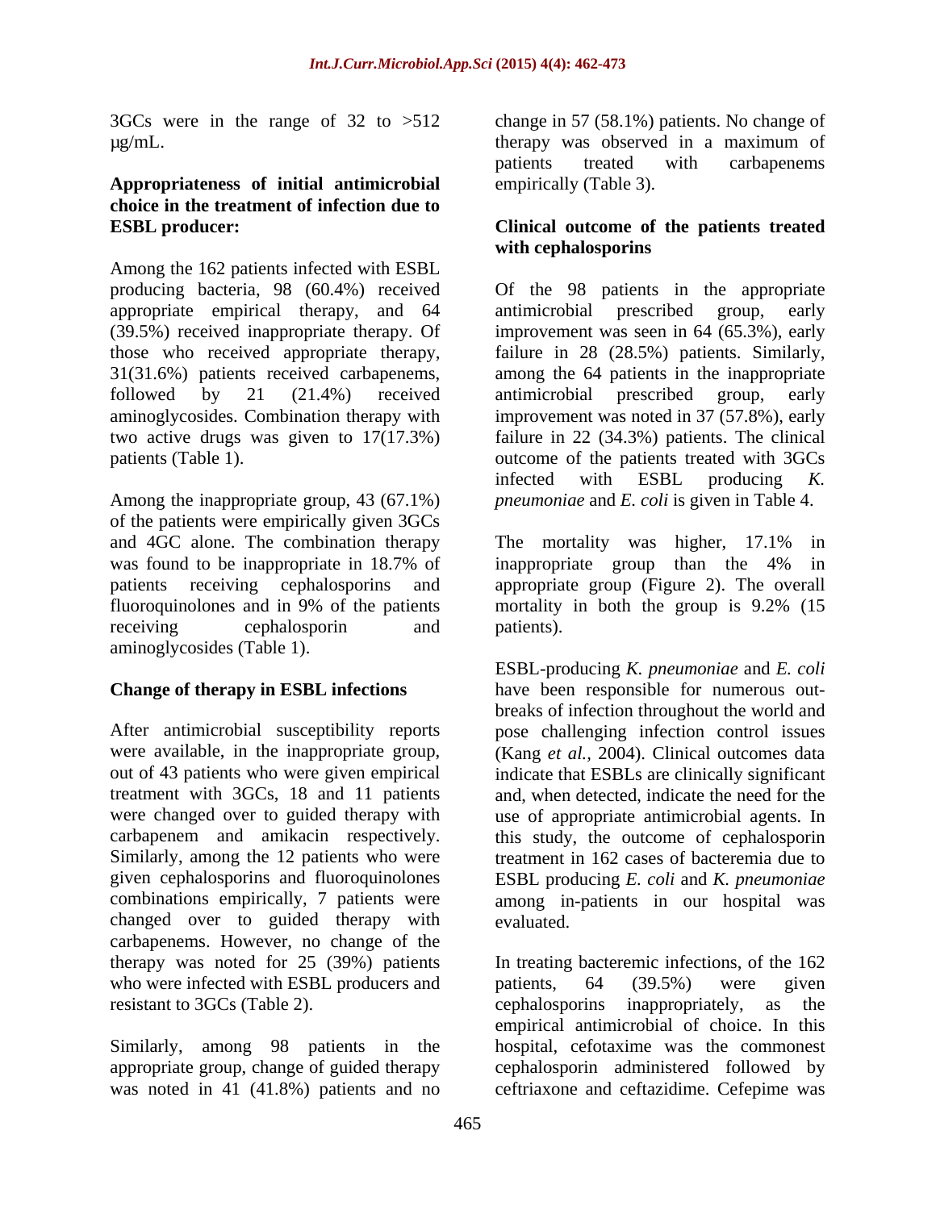3GCs were in the range of 32 to >512 μg/mL.

**Appropriateness of initial antimicrobial choice in the treatment of infection due to ESBL producer:**

Among the 162 patients infected with ESBL producing bacteria, 98 (60.4%) received appropriate empirical therapy, and 64 (39.5%) received inappropriate therapy. Of those who received appropriate therapy, 31(31.6%) patients received carbapenems, followed by 21 (21.4%) received aminoglycosides. Combination therapy with two active drugs was given to 17(17.3%) patients (Table 1).

Among the inappropriate group, 43 (67.1%) of the patients were empirically given 3GCs and 4GC alone. The combination therapy was found to be inappropriate in 18.7% of patients receiving cephalosporins and fluoroquinolones and in 9% of the patients receiving cephalosporin and aminoglycosides (Table 1).

**Change of therapy in ESBL infections**

After antimicrobial susceptibility reports were available, in the inappropriate group, out of 43 patients who were given empirical treatment with 3GCs, 18 and 11 patients were changed over to guided therapy with carbapenem and amikacin respectively. Similarly, among the 12 patients who were given cephalosporins and fluoroquinolones combinations empirically, 7 patients were changed over to guided therapy with carbapenems. However, no change of the therapy was noted for 25 (39%) patients who were infected with ESBL producers and resistant to 3GCs (Table 2).

Similarly, among 98 patients in the appropriate group, change of guided therapy was noted in 41 (41.8%) patients and no change in 57 (58.1%) patients. No change of therapy was observed in a maximum of patients treated with carbapenems empirically (Table 3).

**Clinical outcome of the patients treated with cephalosporins**

Of the 98 patients in the appropriate antimicrobial prescribed group, early improvement was seen in 64 (65.3%), early failure in 28 (28.5%) patients. Similarly, among the 64 patients in the inappropriate antimicrobial prescribed group, early improvement was noted in 37 (57.8%), early failure in 22 (34.3%) patients. The clinical outcome of the patients treated with 3GCs infected with ESBL producing *K. pneumoniae* and *E. coli* is given in Table 4.

The mortality was higher, 17.1% in inappropriate group than the 4% in appropriate group (Figure 2). The overall mortality in both the group is 9.2% (15 patients).

ESBL-producing *K. pneumoniae* and *E. coli* have been responsible for numerous outbreaks of infection throughout the world and pose challenging infection control issues (Kang *et al.*, 2004). Clinical outcomes data indicate that ESBLs are clinically significant and, when detected, indicate the need for the use of appropriate antimicrobial agents. In this study, the outcome of cephalosporin treatment in 162 cases of bacteremia due to ESBL producing *E. coli* and *K. pneumoniae* among in-patients in our hospital was evaluated.

In treating bacteremic infections, of the 162 patients, 64 (39.5%) were given cephalosporins inappropriately, as the empirical antimicrobial of choice. In this hospital, cefotaxime was the commonest cephalosporin administered followed by ceftriaxone and ceftazidime. Cefepime was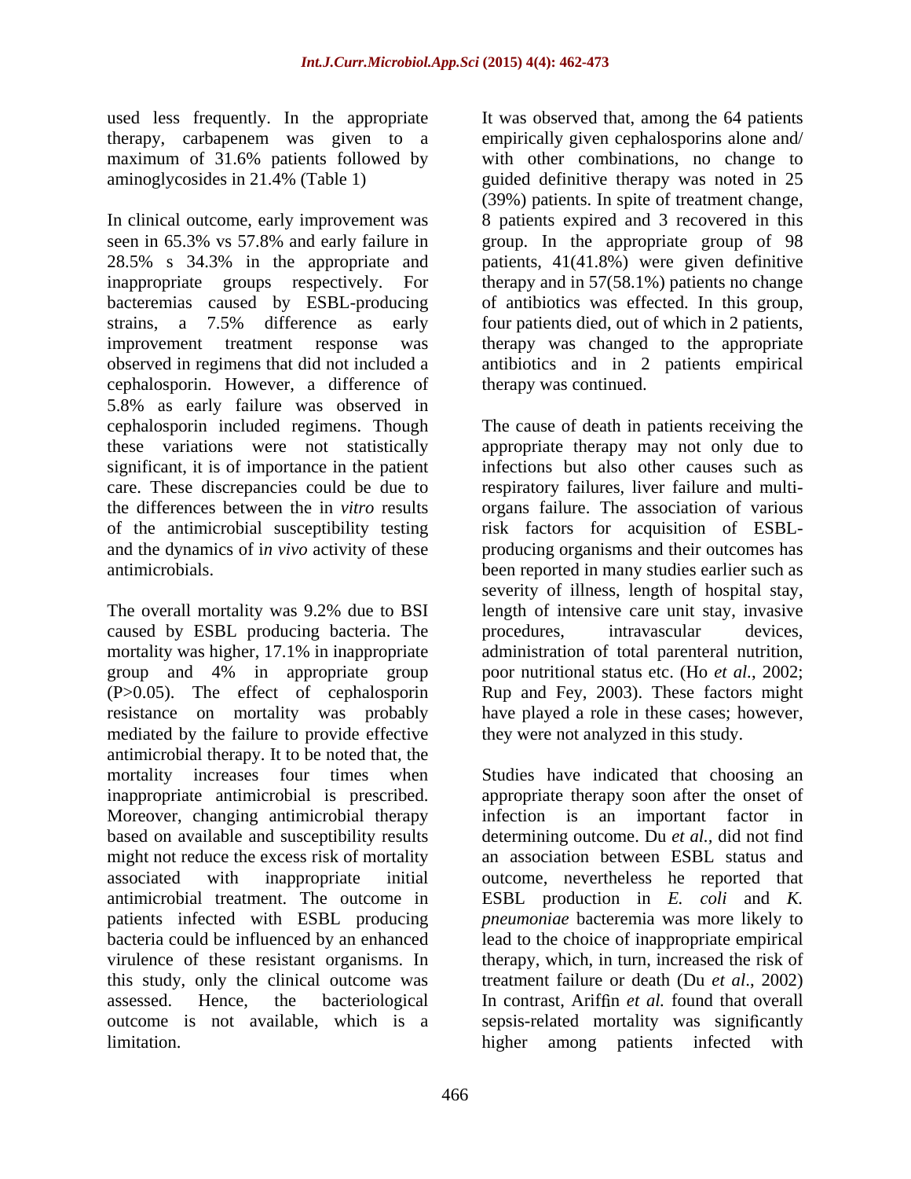used less frequently. In the appropriate therapy, carbapenem was given to a maximum of 31.6% patients followed by aminoglycosides in 21.4% (Table 1)

In clinical outcome, early improvement was seen in 65.3% vs 57.8% and early failure in 28.5% s 34.3% in the appropriate and inappropriate groups respectively. For bacteremias caused by ESBL-producing strains, a 7.5% difference as early improvement treatment response was observed in regimens that did not included a cephalosporin. However, a difference of 5.8% as early failure was observed in cephalosporin included regimens. Though these variations were not statistically significant, it is of importance in the patient care. These discrepancies could be due to the differences between the in *vitro* results of the antimicrobial susceptibility testing and the dynamics of i*n vivo* activity of these antimicrobials.

The overall mortality was 9.2% due to BSI caused by ESBL producing bacteria. The mortality was higher, 17.1% in inappropriate group and 4% in appropriate group (P>0.05). The effect of cephalosporin resistance on mortality was probably mediated by the failure to provide effective antimicrobial therapy. It to be noted that, the mortality increases four times when inappropriate antimicrobial is prescribed. Moreover, changing antimicrobial therapy based on available and susceptibility results might not reduce the excess risk of mortality associated with inappropriate initial antimicrobial treatment. The outcome in patients infected with ESBL producing bacteria could be influenced by an enhanced virulence of these resistant organisms. In this study, only the clinical outcome was assessed. Hence, the bacteriological outcome is not available, which is a limitation.

It was observed that, among the 64 patients empirically given cephalosporins alone and/ with other combinations, no change to guided definitive therapy was noted in 25 (39%) patients. In spite of treatment change, 8 patients expired and 3 recovered in this group. In the appropriate group of 98 patients, 41(41.8%) were given definitive therapy and in 57(58.1%) patients no change of antibiotics was effected. In this group, four patients died, out of which in 2 patients, therapy was changed to the appropriate antibiotics and in 2 patients empirical therapy was continued.

The cause of death in patients receiving the appropriate therapy may not only due to infections but also other causes such as respiratory failures, liver failure and multi-organs failure. The association of various risk factors for acquisition of ESBL-producing organisms and their outcomes has been reported in many studies earlier such as severity of illness, length of hospital stay, length of intensive care unit stay, invasive procedures, intravascular devices, administration of total parenteral nutrition, poor nutritional status etc. (Ho *et al.*, 2002; Rup and Fey, 2003). These factors might have played a role in these cases; however, they were not analyzed in this study.

Studies have indicated that choosing an appropriate therapy soon after the onset of infection is an important factor in determining outcome. Du *et al.*, did not find an association between ESBL status and outcome, nevertheless he reported that ESBL production in *E. coli* and *K. pneumoniae* bacteremia was more likely to lead to the choice of inappropriate empirical therapy, which, in turn, increased the risk of treatment failure or death (Du *et al*., 2002) In contrast, Ariffin *et al.* found that overall sepsis-related mortality was significantly higher among patients infected with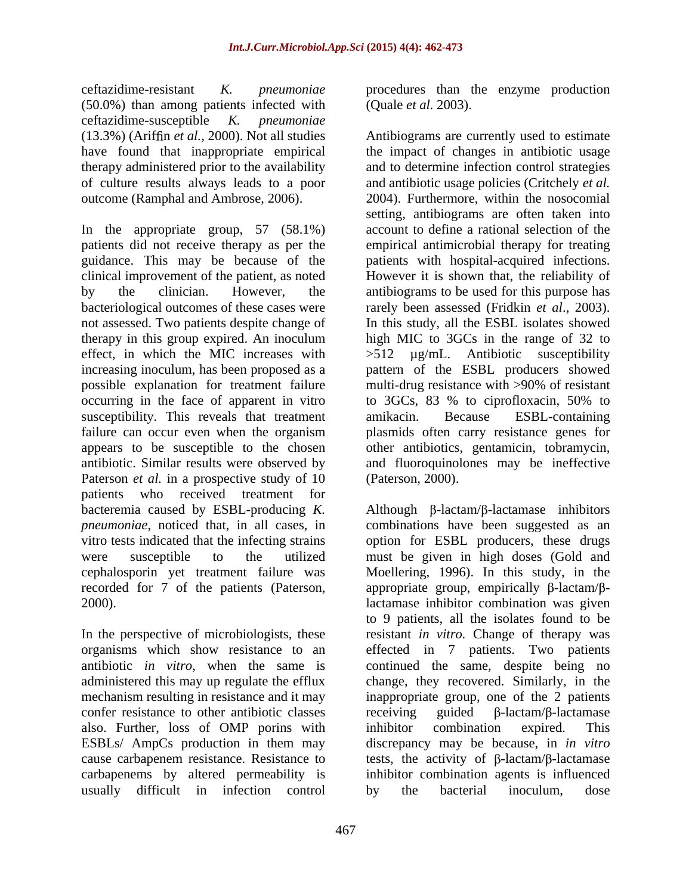ceftazidime-resistant *K. pneumoniae* (50.0%) than among patients infected with ceftazidime-susceptible *K. pneumoniae* (13.3%) (Ariffin *et al.*, 2000). Not all studies have found that inappropriate empirical therapy administered prior to the availability of culture results always leads to a poor outcome (Ramphal and Ambrose, 2006).

In the appropriate group, 57 (58.1%) patients did not receive therapy as per the guidance. This may be because of the clinical improvement of the patient, as noted by the clinician. However, the bacteriological outcomes of these cases were not assessed. Two patients despite change of therapy in this group expired. An inoculum effect, in which the MIC increases with increasing inoculum, has been proposed as a possible explanation for treatment failure occurring in the face of apparent in vitro susceptibility. This reveals that treatment failure can occur even when the organism appears to be susceptible to the chosen antibiotic. Similar results were observed by Paterson *et al.* in a prospective study of 10 patients who received treatment for bacteremia caused by ESBL-producing *K. pneumoniae*, noticed that, in all cases, in vitro tests indicated that the infecting strains were susceptible to the utilized cephalosporin yet treatment failure was recorded for 7 of the patients (Paterson, 2000).

In the perspective of microbiologists, these organisms which show resistance to an antibiotic *in vitro*, when the same is administered this may up regulate the efflux mechanism resulting in resistance and it may confer resistance to other antibiotic classes also. Further, loss of OMP porins with ESBLs/ AmpCs production in them may cause carbapenem resistance. Resistance to carbapenems by altered permeability is usually difficult in infection control procedures than the enzyme production (Quale *et al.* 2003).

Antibiograms are currently used to estimate the impact of changes in antibiotic usage and to determine infection control strategies and antibiotic usage policies (Critchely *et al.* 2004). Furthermore, within the nosocomial setting, antibiograms are often taken into account to define a rational selection of the empirical antimicrobial therapy for treating patients with hospital-acquired infections. However it is shown that, the reliability of antibiograms to be used for this purpose has rarely been assessed (Fridkin *et al*., 2003). In this study, all the ESBL isolates showed high MIC to 3GCs in the range of 32 to >512 µg/mL. Antibiotic susceptibility pattern of the ESBL producers showed multi-drug resistance with >90% of resistant to 3GCs, 83 % to ciprofloxacin, 50% to amikacin. Because ESBL-containing plasmids often carry resistance genes for other antibiotics, gentamicin, tobramycin, and fluoroquinolones may be ineffective (Paterson, 2000).

Although β-lactam/β-lactamase inhibitors combinations have been suggested as an option for ESBL producers, these drugs must be given in high doses (Gold and Moellering, 1996). In this study, in the appropriate group, empirically β-lactam/β-lactamase inhibitor combination was given to 9 patients, all the isolates found to be resistant *in vitro.* Change of therapy was effected in 7 patients. Two patients continued the same, despite being no change, they recovered. Similarly, in the inappropriate group, one of the 2 patients receiving guided β-lactam/β-lactamase inhibitor combination expired. This discrepancy may be because, in *in vitro* tests, the activity of β-lactam/β-lactamase inhibitor combination agents is influenced by the bacterial inoculum, dose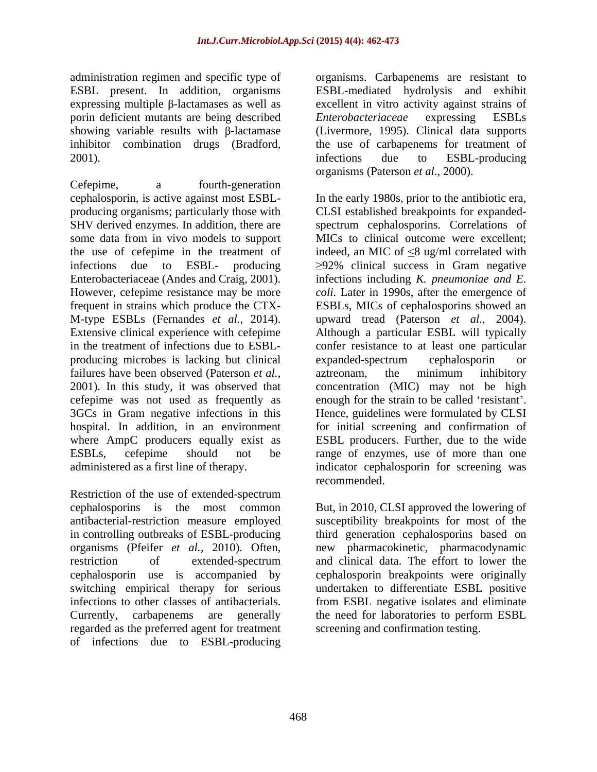administration regimen and specific type of ESBL present. In addition, organisms expressing multiple β-lactamases as well as porin deficient mutants are being described showing variable results with β-lactamase inhibitor combination drugs (Bradford, 2001).

Cefepime, a fourth-generation cephalosporin, is active against most ESBL-producing organisms; particularly those with SHV derived enzymes. In addition, there are some data from in vivo models to support the use of cefepime in the treatment of infections due to ESBL- producing Enterobacteriaceae (Andes and Craig, 2001). However, cefepime resistance may be more frequent in strains which produce the CTX-M-type ESBLs (Fernandes *et al.,* 2014). Extensive clinical experience with cefepime in the treatment of infections due to ESBL-producing microbes is lacking but clinical failures have been observed (Paterson *et al.,* 2001). In this study, it was observed that cefepime was not used as frequently as 3GCs in Gram negative infections in this hospital. In addition, in an environment where AmpC producers equally exist as ESBLs, cefepime should not be administered as a first line of therapy.

Restriction of the use of extended-spectrum cephalosporins is the most common antibacterial-restriction measure employed in controlling outbreaks of ESBL-producing organisms (Pfeifer *et al.,* 2010). Often, restriction of extended-spectrum cephalosporin use is accompanied by switching empirical therapy for serious infections to other classes of antibacterials. Currently, carbapenems are generally regarded as the preferred agent for treatment of infections due to ESBL-producing organisms. Carbapenems are resistant to ESBL-mediated hydrolysis and exhibit excellent in vitro activity against strains of *Enterobacteriaceae* expressing ESBLs (Livermore, 1995). Clinical data supports the use of carbapenems for treatment of infections due to ESBL-producing organisms (Paterson *et al*., 2000).

In the early 1980s, prior to the antibiotic era, CLSI established breakpoints for expanded-spectrum cephalosporins. Correlations of MICs to clinical outcome were excellent; indeed, an MIC of ≤8 ug/ml correlated with ≥92% clinical success in Gram negative infections including *K. pneumoniae and E. coli.* Later in 1990s, after the emergence of ESBLs, MICs of cephalosporins showed an upward tread (Paterson *et al.,* 2004). Although a particular ESBL will typically confer resistance to at least one particular expanded-spectrum cephalosporin or aztreonam, the minimum inhibitory concentration (MIC) may not be high enough for the strain to be called 'resistant'. Hence, guidelines were formulated by CLSI for initial screening and confirmation of ESBL producers. Further, due to the wide range of enzymes, use of more than one indicator cephalosporin for screening was recommended.

But, in 2010, CLSI approved the lowering of susceptibility breakpoints for most of the third generation cephalosporins based on new pharmacokinetic, pharmacodynamic and clinical data. The effort to lower the cephalosporin breakpoints were originally undertaken to differentiate ESBL positive from ESBL negative isolates and eliminate the need for laboratories to perform ESBL screening and confirmation testing.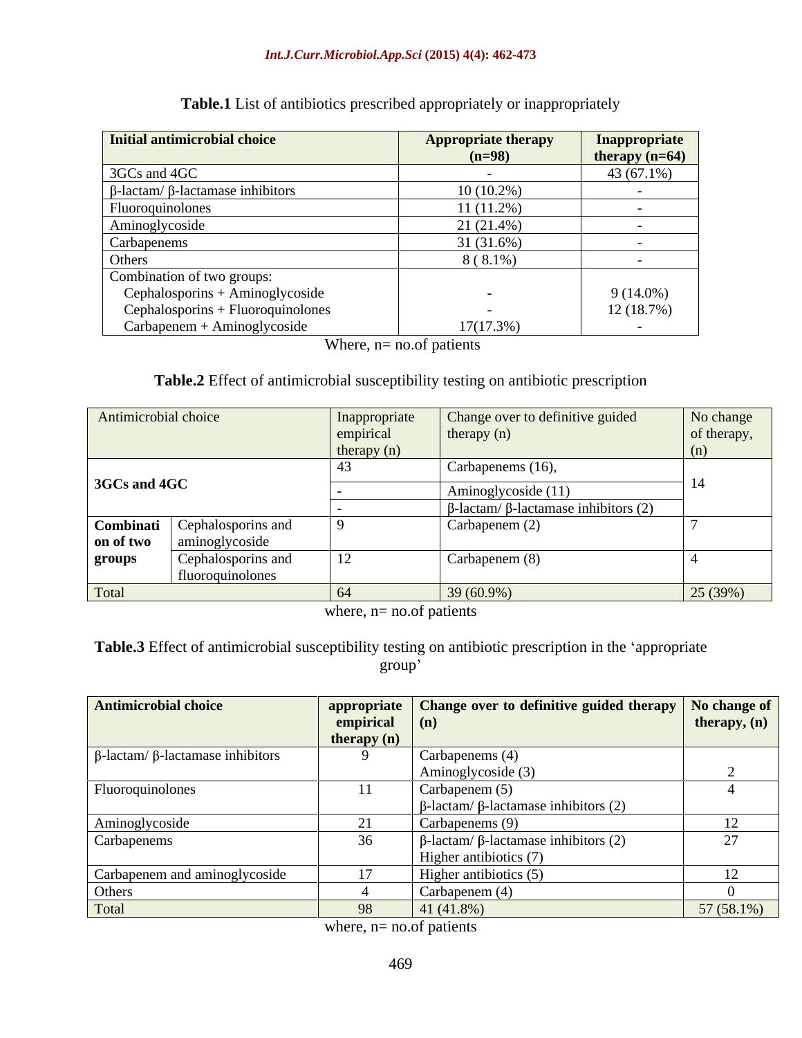**Table.1** List of antibiotics prescribed appropriately or inappropriately

| Initial antimicrobial choice | Appropriate therapy (n=98) | Inappropriate therapy (n=64) |
|---|---|---|
| 3GCs and 4GC | - | 43 (67.1%) |
| β-lactam/ β-lactamase inhibitors | 10 (10.2%) | - |
| Fluoroquinolones | 11 (11.2%) | - |
| Aminoglycoside | 21 (21.4%) | - |
| Carbapenems | 31 (31.6%) | - |
| Others | 8 ( 8.1%) | - |
| Combination of two groups: | | |
| Cephalosporins + Aminoglycoside | - | 9 (14.0%) |
| Cephalosporins + Fluoroquinolones | - | 12 (18.7%) |
| Carbapenem + Aminoglycoside | 17(17.3%) | - |

Where, n= no.of patients

**Table.2** Effect of antimicrobial susceptibility testing on antibiotic prescription

| Antimicrobial choice | | Inappropriate empirical therapy (n) | Change over to definitive guided therapy (n) | No change of therapy, (n) |
|---|---|---|---|---|
| 3GCs and 4GC | | 43 | Carbapenems (16), | 14 |
| | | - | Aminoglycoside (11) | |
| | | - | β-lactam/ β-lactamase inhibitors (2) | |
| Combination of two groups | Cephalosporins and aminoglycoside | 9 | Carbapenem (2) | 7 |
| | Cephalosporins and fluoroquinolones | 12 | Carbapenem (8) | 4 |
| Total | | 64 | 39 (60.9%) | 25 (39%) |

where, n= no.of patients

**Table.3** Effect of antimicrobial susceptibility testing on antibiotic prescription in the 'appropriate group'

| Antimicrobial choice | appropriate empirical therapy (n) | Change over to definitive guided therapy (n) | No change of therapy, (n) |
|---|---|---|---|
| β-lactam/ β-lactamase inhibitors | 9 | Carbapenems (4)<br>Aminoglycoside (3) | 2 |
| Fluoroquinolones | 11 | Carbapenem (5)<br>β-lactam/ β-lactamase inhibitors (2) | 4 |
| Aminoglycoside | 21 | Carbapenems (9) | 12 |
| Carbapenems | 36 | β-lactam/ β-lactamase inhibitors (2)<br>Higher antibiotics (7) | 27 |
| Carbapenem and aminoglycoside | 17 | Higher antibiotics (5) | 12 |
| Others | 4 | Carbapenem (4) | 0 |
| Total | 98 | 41 (41.8%) | 57 (58.1%) |

where, n= no.of patients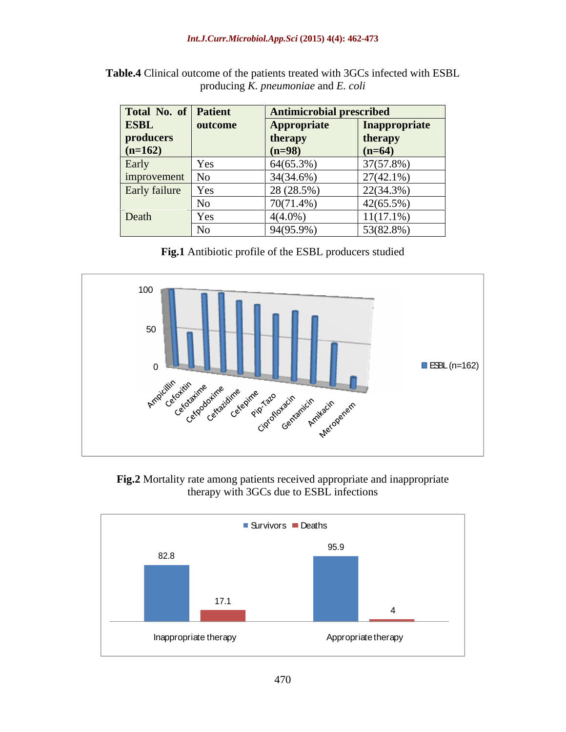**Table.4** Clinical outcome of the patients treated with 3GCs infected with ESBL producing *K. pneumoniae* and *E. coli*

| Total No. of ESBL producers (n=162) | Patient outcome | Antimicrobial prescribed | |
|---|---|---|---|
| | | Appropriate therapy (n=98) | Inappropriate therapy (n=64) |
| Early improvement | Yes | 64(65.3%) | 37(57.8%) |
| | No | 34(34.6%) | 27(42.1%) |
| Early failure | Yes | 28 (28.5%) | 22(34.3%) |
| | No | 70(71.4%) | 42(65.5%) |
| Death | Yes | 4(4.0%) | 11(17.1%) |
| | No | 94(95.9%) | 53(82.8%) |

**Fig.1** Antibiotic profile of the ESBL producers studied

**Fig.2** Mortality rate among patients received appropriate and inappropriate therapy with 3GCs due to ESBL infections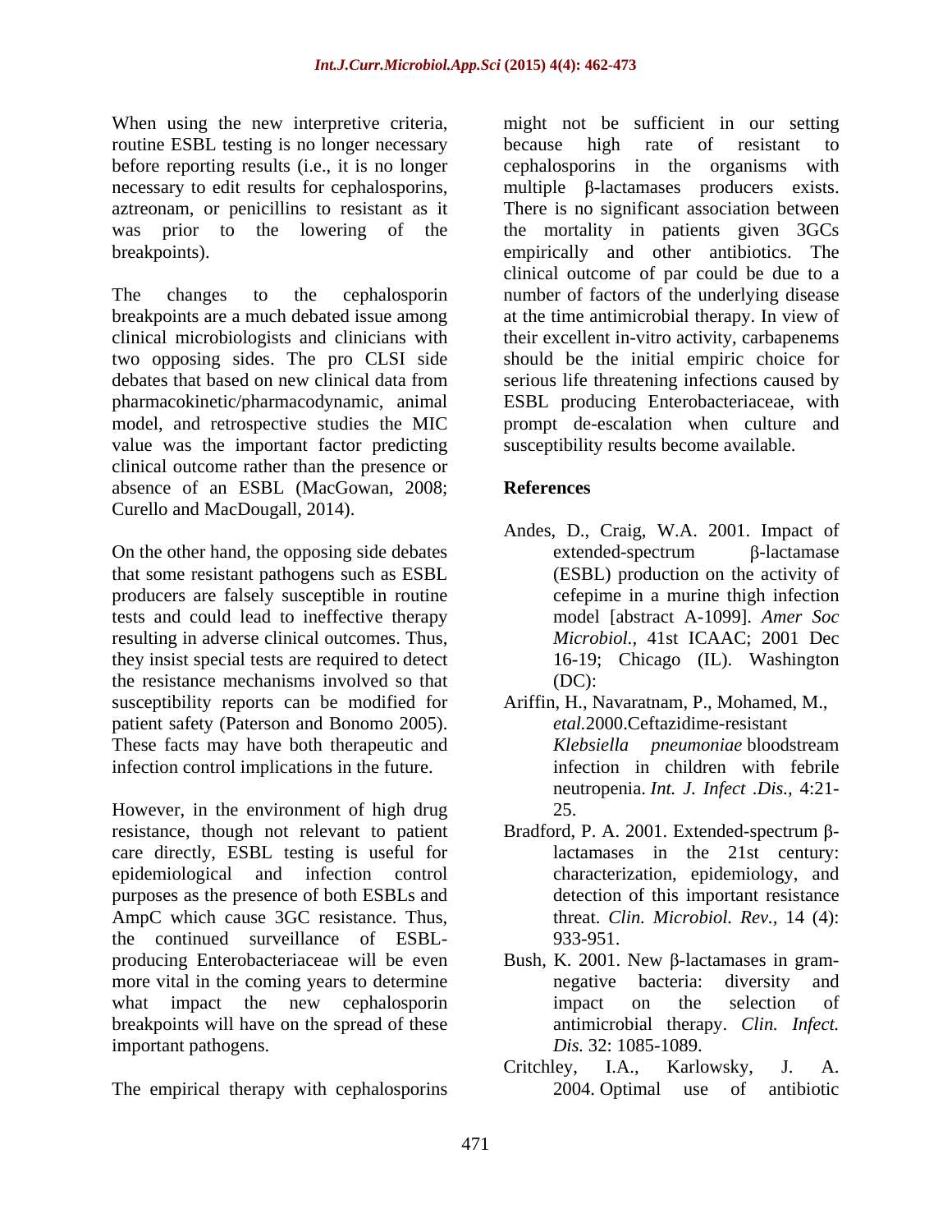When using the new interpretive criteria, routine ESBL testing is no longer necessary before reporting results (i.e., it is no longer necessary to edit results for cephalosporins, aztreonam, or penicillins to resistant as it was prior to the lowering of the breakpoints).

The changes to the cephalosporin breakpoints are a much debated issue among clinical microbiologists and clinicians with two opposing sides. The pro CLSI side debates that based on new clinical data from pharmacokinetic/pharmacodynamic, animal model, and retrospective studies the MIC value was the important factor predicting clinical outcome rather than the presence or absence of an ESBL (MacGowan, 2008; Curello and MacDougall, 2014).

On the other hand, the opposing side debates that some resistant pathogens such as ESBL producers are falsely susceptible in routine tests and could lead to ineffective therapy resulting in adverse clinical outcomes. Thus, they insist special tests are required to detect the resistance mechanisms involved so that susceptibility reports can be modified for patient safety (Paterson and Bonomo 2005). These facts may have both therapeutic and infection control implications in the future.

However, in the environment of high drug resistance, though not relevant to patient care directly, ESBL testing is useful for epidemiological and infection control purposes as the presence of both ESBLs and AmpC which cause 3GC resistance. Thus, the continued surveillance of ESBL-producing Enterobacteriaceae will be even more vital in the coming years to determine what impact the new cephalosporin breakpoints will have on the spread of these important pathogens.

The empirical therapy with cephalosporins might not be sufficient in our setting because high rate of resistant to cephalosporins in the organisms with multiple β-lactamases producers exists. There is no significant association between the mortality in patients given 3GCs empirically and other antibiotics. The clinical outcome of par could be due to a number of factors of the underlying disease at the time antimicrobial therapy. In view of their excellent in-vitro activity, carbapenems should be the initial empiric choice for serious life threatening infections caused by ESBL producing Enterobacteriaceae, with prompt de-escalation when culture and susceptibility results become available.

## References

Andes, D., Craig, W.A. 2001. Impact of extended-spectrum β-lactamase (ESBL) production on the activity of cefepime in a murine thigh infection model [abstract A-1099]. *Amer Soc Microbiol.,* 41st ICAAC; 2001 Dec 16-19; Chicago (IL). Washington (DC):

Ariffin, H., Navaratnam, P., Mohamed, M., *etal.*2000.Ceftazidime-resistant *Klebsiella pneumoniae* bloodstream infection in children with febrile neutropenia. *Int. J. Infect .Dis.,* 4:21-25.

Bradford, P. A. 2001. Extended-spectrum β-lactamases in the 21st century: characterization, epidemiology, and detection of this important resistance threat. *Clin. Microbiol. Rev.,* 14 (4): 933-951.

Bush, K. 2001. New β-lactamases in gram-negative bacteria: diversity and impact on the selection of antimicrobial therapy. *Clin. Infect. Dis.* 32: 1085-1089.

Critchley, I.A., Karlowsky, J. A. 2004. Optimal use of antibiotic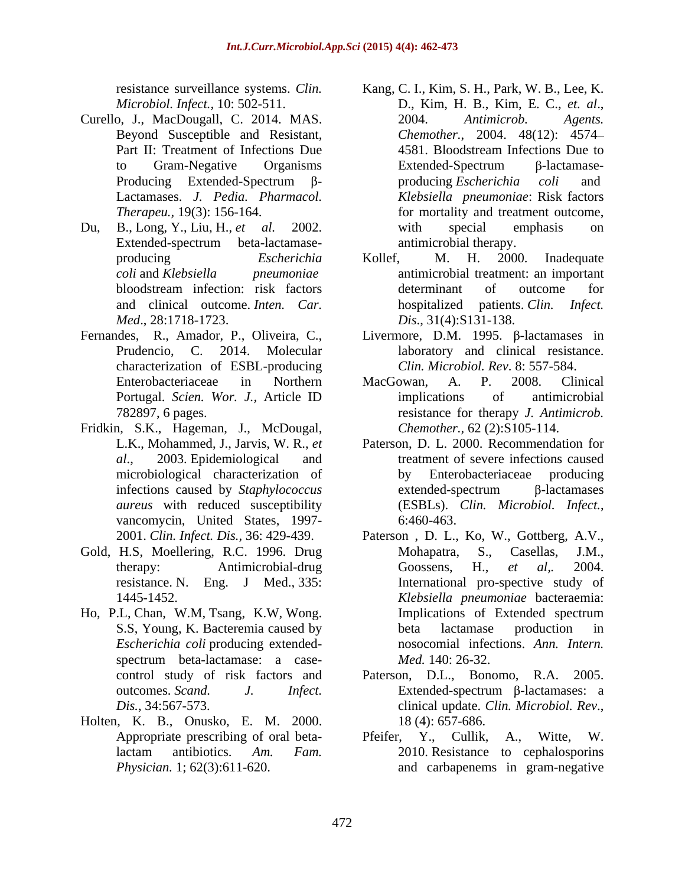resistance surveillance systems. *Clin. Microbiol. Infect.*, 10: 502-511.

Curello, J., MacDougall, C. 2014. MAS. Beyond Susceptible and Resistant, Part II: Treatment of Infections Due to Gram-Negative Organisms Producing Extended-Spectrum β-Lactamases. *J. Pedia. Pharmacol. Therapeu.*, 19(3): 156-164.

Du, B., Long, Y., Liu, H., *et al.* 2002. Extended-spectrum beta-lactamase-producing *Escherichia coli* and *Klebsiella pneumoniae* bloodstream infection: risk factors and clinical outcome. *Inten. Car. Med*., 28:1718-1723.

Fernandes, R., Amador, P., Oliveira, C., Prudencio, C. 2014. Molecular characterization of ESBL-producing Enterobacteriaceae in Northern Portugal. *Scien. Wor. J.*, Article ID 782897, 6 pages.

Fridkin, S.K., Hageman, J., McDougal, L.K., Mohammed, J., Jarvis, W. R., *et al.*, 2003. Epidemiological and microbiological characterization of infections caused by *Staphylococcus aureus* with reduced susceptibility vancomycin, United States, 1997-2001. *Clin. Infect. Dis.*, 36: 429-439.

Gold, H.S, Moellering, R.C. 1996. Drug therapy: Antimicrobial-drug resistance. N. Eng. J Med., 335: 1445-1452.

Ho, P.L, Chan, W.M, Tsang, K.W, Wong. S.S, Young, K. Bacteremia caused by *Escherichia coli* producing extended-spectrum beta-lactamase: a case-control study of risk factors and outcomes. *Scand. J. Infect. Dis.*, 34:567-573.

Holten, K. B., Onusko, E. M. 2000. Appropriate prescribing of oral beta-lactam antibiotics. *Am. Fam. Physician.* 1; 62(3):611-620.

Kang, C. I., Kim, S. H., Park, W. B., Lee, K. D., Kim, H. B., Kim, E. C., *et. al*., 2004. *Antimicrob. Agents. Chemother.*, 2004. 48(12): 4574–4581. Bloodstream Infections Due to Extended-Spectrum β-lactamase-producing *Escherichia coli* and *Klebsiella pneumoniae*: Risk factors for mortality and treatment outcome, with special emphasis on antimicrobial therapy.

Kollef, M. H. 2000. Inadequate antimicrobial treatment: an important determinant of outcome for hospitalized patients. *Clin. Infect. Dis*., 31(4):S131-138.

Livermore, D.M. 1995. β-lactamases in laboratory and clinical resistance. *Clin. Microbiol. Rev*. 8: 557-584.

MacGowan, A. P. 2008. Clinical implications of antimicrobial resistance for therapy *J. Antimicrob. Chemother.*, 62 (2):S105-114.

Paterson, D. L. 2000. Recommendation for treatment of severe infections caused by Enterobacteriaceae producing extended-spectrum β-lactamases (ESBLs). *Clin. Microbiol. Infect.*, 6:460-463.

Paterson , D. L., Ko, W., Gottberg, A.V., Mohapatra, S., Casellas, J.M., Goossens, H., *et al,.* 2004. International pro-spective study of *Klebsiella pneumoniae* bacteraemia: Implications of Extended spectrum beta lactamase production in nosocomial infections. *Ann. Intern. Med.* 140: 26-32.

Paterson, D.L., Bonomo, R.A. 2005. Extended-spectrum β-lactamases: a clinical update. *Clin. Microbiol. Rev*., 18 (4): 657-686.

Pfeifer, Y., Cullik, A., Witte, W. 2010. Resistance to cephalosporins and carbapenems in gram-negative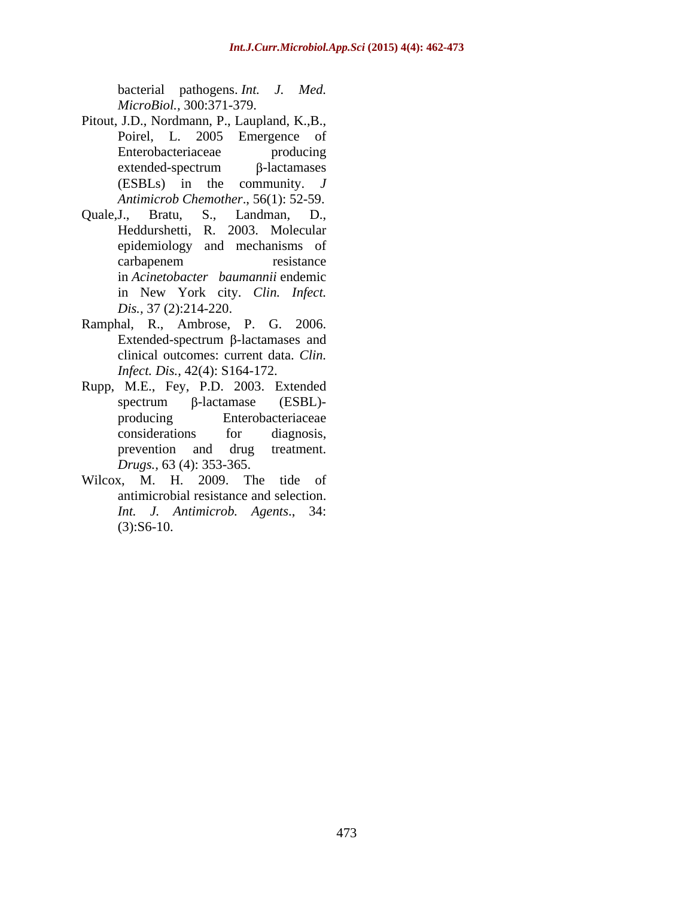bacterial pathogens. *Int. J. Med. MicroBiol.*, 300:371-379.

Pitout, J.D., Nordmann, P., Laupland, K.,B., Poirel, L. 2005 Emergence of Enterobacteriaceae producing extended-spectrum β-lactamases (ESBLs) in the community. *J Antimicrob Chemother*., 56(1): 52-59.

Quale,J., Bratu, S., Landman, D., Heddurshetti, R. 2003. Molecular epidemiology and mechanisms of carbapenem resistance in *Acinetobacter baumannii* endemic in New York city. *Clin. Infect. Dis.*, 37 (2):214-220.

Ramphal, R., Ambrose, P. G. 2006. Extended-spectrum β-lactamases and clinical outcomes: current data. *Clin. Infect. Dis.*, 42(4): S164-172.

Rupp, M.E., Fey, P.D. 2003. Extended spectrum β-lactamase (ESBL)-producing Enterobacteriaceae considerations for diagnosis, prevention and drug treatment. *Drugs.*, 63 (4): 353-365.

Wilcox, M. H. 2009. The tide of antimicrobial resistance and selection. *Int. J. Antimicrob. Agents*., 34: (3):S6-10.